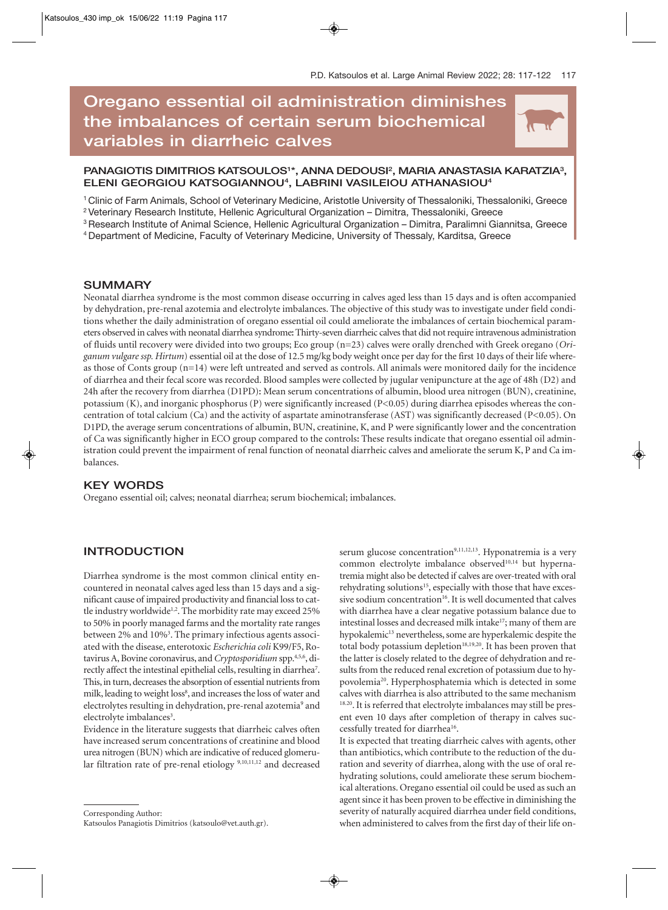# Oregano essential oil administration diminishes the imbalances of certain serum biochemical variables in diarrheic calves

**PANAGIOTIS DIMITRIOS KATSOULOS[1]*, ANNA DEDOUSI[2], MARIA ANASTASIA KARATZIA[3], ELENI GEORGIOU KATSOGIANNOU[4], LABRINI VASILEIOU ATHANASIOU[4]**

[1] Clinic of Farm Animals, School of Veterinary Medicine, Aristotle University of Thessaloniki, Thessaloniki, Greece
[2] Veterinary Research Institute, Hellenic Agricultural Organization – Dimitra, Thessaloniki, Greece
[3] Research Institute of Animal Science, Hellenic Agricultural Organization – Dimitra, Paralimni Giannitsa, Greece
[4] Department of Medicine, Faculty of Veterinary Medicine, University of Thessaly, Karditsa, Greece

## SUMMARY

Neonatal diarrhea syndrome is the most common disease occurring in calves aged less than 15 days and is often accompanied by dehydration, pre-renal azotemia and electrolyte imbalances. The objective of this study was to investigate under field conditions whether the daily administration of oregano essential oil could ameliorate the imbalances of certain biochemical parameters observed in calves with neonatal diarrhea syndrome**:** Thirty-seven diarrheic calves that did not require intravenous administration of fluids until recovery were divided into two groups; Eco group (n=23) calves were orally drenched with Greek oregano (*Origanum vulgare ssp. Hirtum*) essential oil at the dose of 12.5 mg/kg body weight once per day for the first 10 days of their life whereas those of Conts group (n=14) were left untreated and served as controls. All animals were monitored daily for the incidence of diarrhea and their fecal score was recorded. Blood samples were collected by jugular venipuncture at the age of 48h (D2) and 24h after the recovery from diarrhea (D1PD)**:** Mean serum concentrations of albumin, blood urea nitrogen (BUN), creatinine, potassium (K), and inorganic phosphorus (P) were significantly increased ($P<0.05$) during diarrhea episodes whereas the concentration of total calcium (Ca) and the activity of aspartate aminotransferase (AST) was significantly decreased ($P<0.05$). On D1PD, the average serum concentrations of albumin, BUN, creatinine, K, and P were significantly lower and the concentration of Ca was significantly higher in ECO group compared to the controls**:** These results indicate that oregano essential oil administration could prevent the impairment of renal function of neonatal diarrheic calves and ameliorate the serum K, P and Ca imbalances.

## KEY WORDS

Oregano essential oil; calves; neonatal diarrhea; serum biochemical; imbalances.

## INTRODUCTION

Diarrhea syndrome is the most common clinical entity encountered in neonatal calves aged less than 15 days and a significant cause of impaired productivity and financial loss to cattle industry worldwide[1,2]. The morbidity rate may exceed 25% to 50% in poorly managed farms and the mortality rate ranges between 2% and 10%[3]. The primary infectious agents associated with the disease, enterotoxic *Escherichia coli* K99/F5, Rotavirus A, Bovine coronavirus, and *Cryptosporidium* spp.[4,5,6], directly affect the intestinal epithelial cells, resulting in diarrhea[7]. This, in turn, decreases the absorption of essential nutrients from milk, leading to weight loss[8], and increases the loss of water and electrolytes resulting in dehydration, pre-renal azotemia[9] and electrolyte imbalances[3].

Evidence in the literature suggests that diarrheic calves often have increased serum concentrations of creatinine and blood urea nitrogen (BUN) which are indicative of reduced glomerular filtration rate of pre-renal etiology [9,10,11,12] and decreased serum glucose concentration[9,11,12,13]. Hyponatremia is a very common electrolyte imbalance observed[10,14] but hypernatremia might also be detected if calves are over-treated with oral rehydrating solutions[15], especially with those that have excessive sodium concentration[16]. It is well documented that calves with diarrhea have a clear negative potassium balance due to intestinal losses and decreased milk intake[17]; many of them are hypokalemic[13] nevertheless, some are hyperkalemic despite the total body potassium depletion[18,19,20]. It has been proven that the latter is closely related to the degree of dehydration and results from the reduced renal excretion of potassium due to hypovolemia[20]. Hyperphosphatemia which is detected in some calves with diarrhea is also attributed to the same mechanism [18,20]. It is referred that electrolyte imbalances may still be present even 10 days after completion of therapy in calves successfully treated for diarrhea[16].

It is expected that treating diarrheic calves with agents, other than antibiotics, which contribute to the reduction of the duration and severity of diarrhea, along with the use of oral rehydrating solutions, could ameliorate these serum biochemical alterations. Oregano essential oil could be used as such an agent since it has been proven to be effective in diminishing the severity of naturally acquired diarrhea under field conditions, when administered to calves from the first day of their life on-

Corresponding Author:
Katsoulos Panagiotis Dimitrios (katsoulo@vet.auth.gr).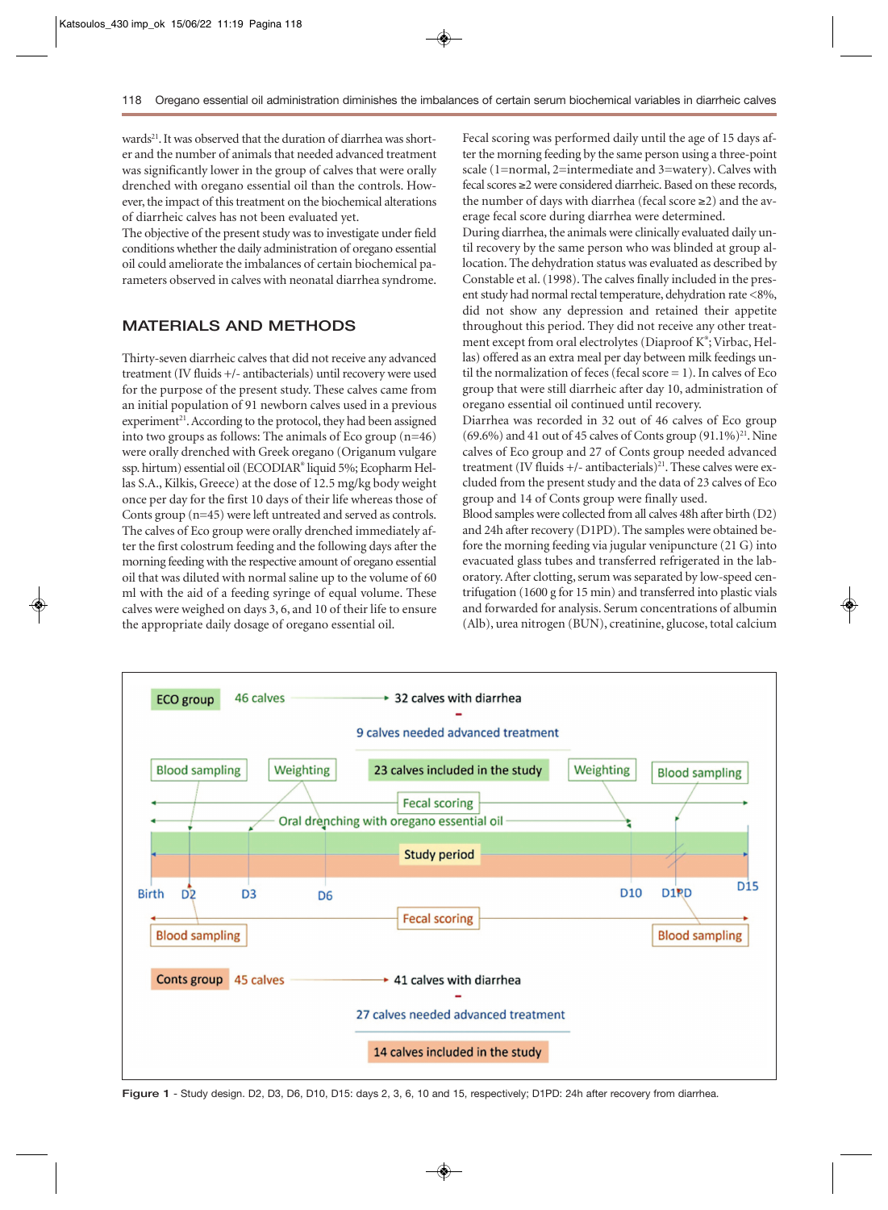wards[21]. It was observed that the duration of diarrhea was shorter and the number of animals that needed advanced treatment was significantly lower in the group of calves that were orally drenched with oregano essential oil than the controls. However, the impact of this treatment on the biochemical alterations of diarrheic calves has not been evaluated yet.

The objective of the present study was to investigate under field conditions whether the daily administration of oregano essential oil could ameliorate the imbalances of certain biochemical parameters observed in calves with neonatal diarrhea syndrome.

## MATERIALS AND METHODS

Thirty-seven diarrheic calves that did not receive any advanced treatment (IV fluids +/- antibacterials) until recovery were used for the purpose of the present study. These calves came from an initial population of 91 newborn calves used in a previous experiment[21]. According to the protocol, they had been assigned into two groups as follows: The animals of Eco group (n=46) were orally drenched with Greek oregano (Origanum vulgare ssp. hirtum) essential oil (ECODIAR® liquid 5%; Ecopharm Hellas S.A., Kilkis, Greece) at the dose of 12.5 mg/kg body weight once per day for the first 10 days of their life whereas those of Conts group (n=45) were left untreated and served as controls. The calves of Eco group were orally drenched immediately after the first colostrum feeding and the following days after the morning feeding with the respective amount of oregano essential oil that was diluted with normal saline up to the volume of 60 ml with the aid of a feeding syringe of equal volume. These calves were weighed on days 3, 6, and 10 of their life to ensure the appropriate daily dosage of oregano essential oil.

Fecal scoring was performed daily until the age of 15 days after the morning feeding by the same person using a three-point scale (1=normal, 2=intermediate and 3=watery). Calves with fecal scores ≥2 were considered diarrheic. Based on these records, the number of days with diarrhea (fecal score ≥2) and the average fecal score during diarrhea were determined.

During diarrhea, the animals were clinically evaluated daily until recovery by the same person who was blinded at group allocation. The dehydration status was evaluated as described by Constable et al. (1998). The calves finally included in the present study had normal rectal temperature, dehydration rate <8%, did not show any depression and retained their appetite throughout this period. They did not receive any other treatment except from oral electrolytes (Diaproof K®; Virbac, Hellas) offered as an extra meal per day between milk feedings until the normalization of feces (fecal score = 1). In calves of Eco group that were still diarrheic after day 10, administration of oregano essential oil continued until recovery.

Diarrhea was recorded in 32 out of 46 calves of Eco group (69.6%) and 41 out of 45 calves of Conts group (91.1%)[21]. Nine calves of Eco group and 27 of Conts group needed advanced treatment (IV fluids +/- antibacterials)[21]. These calves were excluded from the present study and the data of 23 calves of Eco group and 14 of Conts group were finally used.

Blood samples were collected from all calves 48h after birth (D2) and 24h after recovery (D1PD). The samples were obtained before the morning feeding via jugular venipuncture (21 G) into evacuated glass tubes and transferred refrigerated in the laboratory. After clotting, serum was separated by low-speed centrifugation (1600 g for 15 min) and transferred into plastic vials and forwarded for analysis. Serum concentrations of albumin (Alb), urea nitrogen (BUN), creatinine, glucose, total calcium

**Figure 1** - Study design. D2, D3, D6, D10, D15: days 2, 3, 6, 10 and 15, respectively; D1PD: 24h after recovery from diarrhea.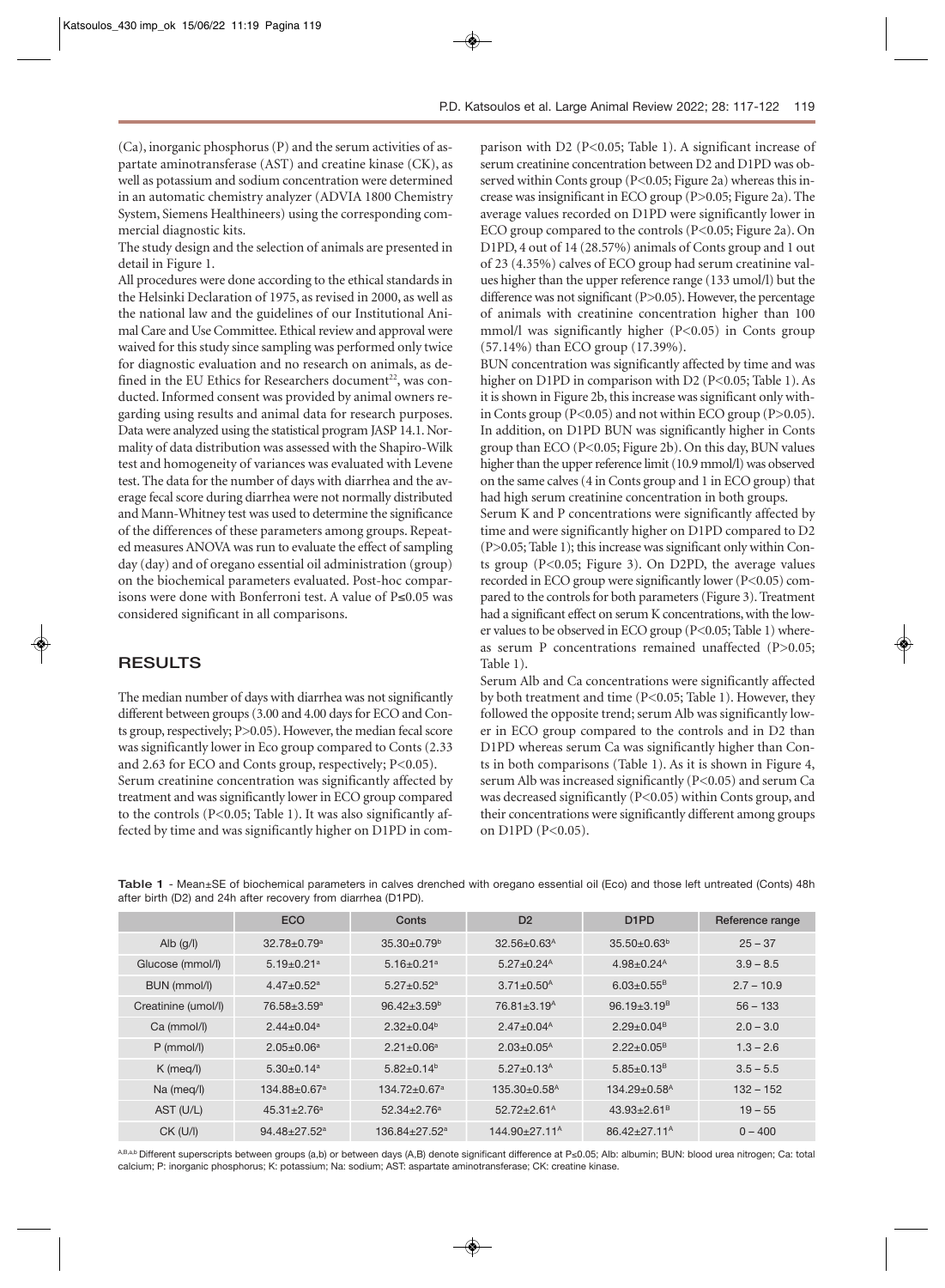(Ca), inorganic phosphorus (P) and the serum activities of aspartate aminotransferase (AST) and creatine kinase (CK), as well as potassium and sodium concentration were determined in an automatic chemistry analyzer (ADVIA 1800 Chemistry System, Siemens Healthineers) using the corresponding commercial diagnostic kits.

The study design and the selection of animals are presented in detail in Figure 1.

All procedures were done according to the ethical standards in the Helsinki Declaration of 1975, as revised in 2000, as well as the national law and the guidelines of our Institutional Animal Care and Use Committee. Ethical review and approval were waived for this study since sampling was performed only twice for diagnostic evaluation and no research on animals, as defined in the EU Ethics for Researchers document[22], was conducted. Informed consent was provided by animal owners regarding using results and animal data for research purposes. Data were analyzed using the statistical program JASP 14.1. Normality of data distribution was assessed with the Shapiro-Wilk test and homogeneity of variances was evaluated with Levene test. The data for the number of days with diarrhea and the average fecal score during diarrhea were not normally distributed and Mann-Whitney test was used to determine the significance of the differences of these parameters among groups. Repeated measures ANOVA was run to evaluate the effect of sampling day (day) and of oregano essential oil administration (group) on the biochemical parameters evaluated. Post-hoc comparisons were done with Bonferroni test. A value of $P \leq 0.05$ was considered significant in all comparisons.

## RESULTS

The median number of days with diarrhea was not significantly different between groups (3.00 and 4.00 days for ECO and Conts group, respectively; $P>0.05$). However, the median fecal score was significantly lower in Eco group compared to Conts (2.33 and 2.63 for ECO and Conts group, respectively; $P<0.05$).

Serum creatinine concentration was significantly affected by treatment and was significantly lower in ECO group compared to the controls ($P<0.05$; Table 1). It was also significantly affected by time and was significantly higher on D1PD in comparison with D2 ($P<0.05$; Table 1). A significant increase of serum creatinine concentration between D2 and D1PD was observed within Conts group ($P<0.05$; Figure 2a) whereas this increase was insignificant in ECO group ($P>0.05$; Figure 2a). The average values recorded on D1PD were significantly lower in ECO group compared to the controls ($P<0.05$; Figure 2a). On D1PD, 4 out of 14 (28.57%) animals of Conts group and 1 out of 23 (4.35%) calves of ECO group had serum creatinine values higher than the upper reference range (133 umol/l) but the difference was not significant ($P>0.05$). However, the percentage of animals with creatinine concentration higher than 100 mmol/l was significantly higher ($P<0.05$) in Conts group (57.14%) than ECO group (17.39%).

BUN concentration was significantly affected by time and was higher on D1PD in comparison with D2 ($P<0.05$; Table 1). As it is shown in Figure 2b, this increase was significant only within Conts group ($P<0.05$) and not within ECO group ($P>0.05$). In addition, on D1PD BUN was significantly higher in Conts group than ECO ($P<0.05$; Figure 2b). On this day, BUN values higher than the upper reference limit (10.9 mmol/l) was observed on the same calves (4 in Conts group and 1 in ECO group) that had high serum creatinine concentration in both groups.

Serum K and P concentrations were significantly affected by time and were significantly higher on D1PD compared to D2 ($P>0.05$; Table 1); this increase was significant only within Conts group ($P<0.05$; Figure 3). On D2PD, the average values recorded in ECO group were significantly lower ($P<0.05$) compared to the controls for both parameters (Figure 3). Treatment had a significant effect on serum K concentrations, with the lower values to be observed in ECO group ($P<0.05$; Table 1) whereas serum P concentrations remained unaffected ($P>0.05$; Table 1).

Serum Alb and Ca concentrations were significantly affected by both treatment and time ($P<0.05$; Table 1). However, they followed the opposite trend; serum Alb was significantly lower in ECO group compared to the controls and in D2 than D1PD whereas serum Ca was significantly higher than Conts in both comparisons (Table 1). As it is shown in Figure 4, serum Alb was increased significantly ($P<0.05$) and serum Ca was decreased significantly ($P<0.05$) within Conts group, and their concentrations were significantly different among groups on D1PD ($P<0.05$).

**Table 1** - Mean±SE of biochemical parameters in calves drenched with oregano essential oil (Eco) and those left untreated (Conts) 48h after birth (D2) and 24h after recovery from diarrhea (D1PD).

| | ECO | Conts | D2 | D1PD | Reference range |
|---|---|---|---|---|---|
| Alb (g/l) | 32.78±0.79$^a$ | 35.30±0.79$^b$ | 32.56±0.63$^A$ | 35.50±0.63$^b$ | 25 – 37 |
| Glucose (mmol/l) | 5.19±0.21$^a$ | 5.16±0.21$^a$ | 5.27±0.24$^A$ | 4.98±0.24$^A$ | 3.9 – 8.5 |
| BUN (mmol/l) | 4.47±0.52$^a$ | 5.27±0.52$^a$ | 3.71±0.50$^A$ | 6.03±0.55$^B$ | 2.7 – 10.9 |
| Creatinine (umol/l) | 76.58±3.59$^a$ | 96.42±3.59$^b$ | 76.81±3.19$^A$ | 96.19±3.19$^B$ | 56 – 133 |
| Ca (mmol/l) | 2.44±0.04$^a$ | 2.32±0.04$^b$ | 2.47±0.04$^A$ | 2.29±0.04$^B$ | 2.0 – 3.0 |
| P (mmol/l) | 2.05±0.06$^a$ | 2.21±0.06$^a$ | 2.03±0.05$^A$ | 2.22±0.05$^B$ | 1.3 – 2.6 |
| K (meq/l) | 5.30±0.14$^a$ | 5.82±0.14$^b$ | 5.27±0.13$^A$ | 5.85±0.13$^B$ | 3.5 – 5.5 |
| Na (meq/l) | 134.88±0.67$^a$ | 134.72±0.67$^a$ | 135.30±0.58$^A$ | 134.29±0.58$^A$ | 132 – 152 |
| AST (U/L) | 45.31±2.76$^a$ | 52.34±2.76$^a$ | 52.72±2.61$^A$ | 43.93±2.61$^B$ | 19 – 55 |
| CK (U/l) | 94.48±27.52$^a$ | 136.84±27.52$^a$ | 144.90±27.11$^A$ | 86.42±27.11$^A$ | 0 – 400 |

A,B,a,b Different superscripts between groups (a,b) or between days (A,B) denote significant difference at P≤0.05; Alb: albumin; BUN: blood urea nitrogen; Ca: total calcium; P: inorganic phosphorus; K: potassium; Na: sodium; AST: aspartate aminotransferase; CK: creatine kinase.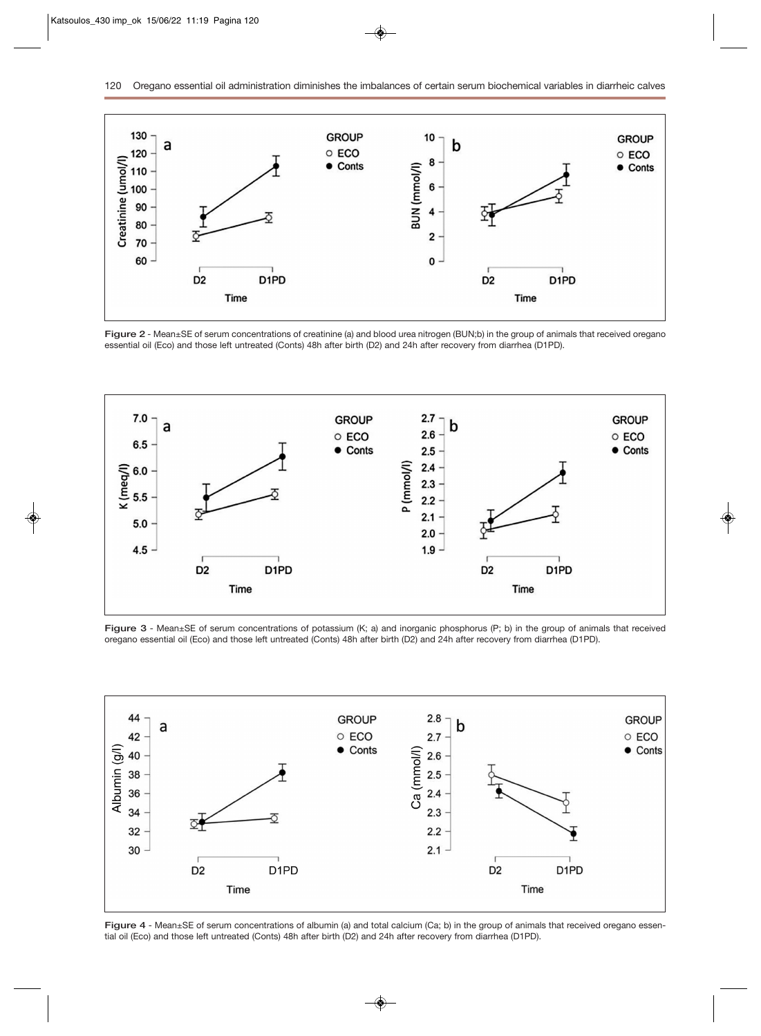Figure 2 - Mean±SE of serum concentrations of creatinine (a) and blood urea nitrogen (BUN;b) in the group of animals that received oregano essential oil (Eco) and those left untreated (Conts) 48h after birth (D2) and 24h after recovery from diarrhea (D1PD).

Figure 3 - Mean±SE of serum concentrations of potassium (K; a) and inorganic phosphorus (P; b) in the group of animals that received oregano essential oil (Eco) and those left untreated (Conts) 48h after birth (D2) and 24h after recovery from diarrhea (D1PD).

Figure 4 - Mean±SE of serum concentrations of albumin (a) and total calcium (Ca; b) in the group of animals that received oregano essential oil (Eco) and those left untreated (Conts) 48h after birth (D2) and 24h after recovery from diarrhea (D1PD).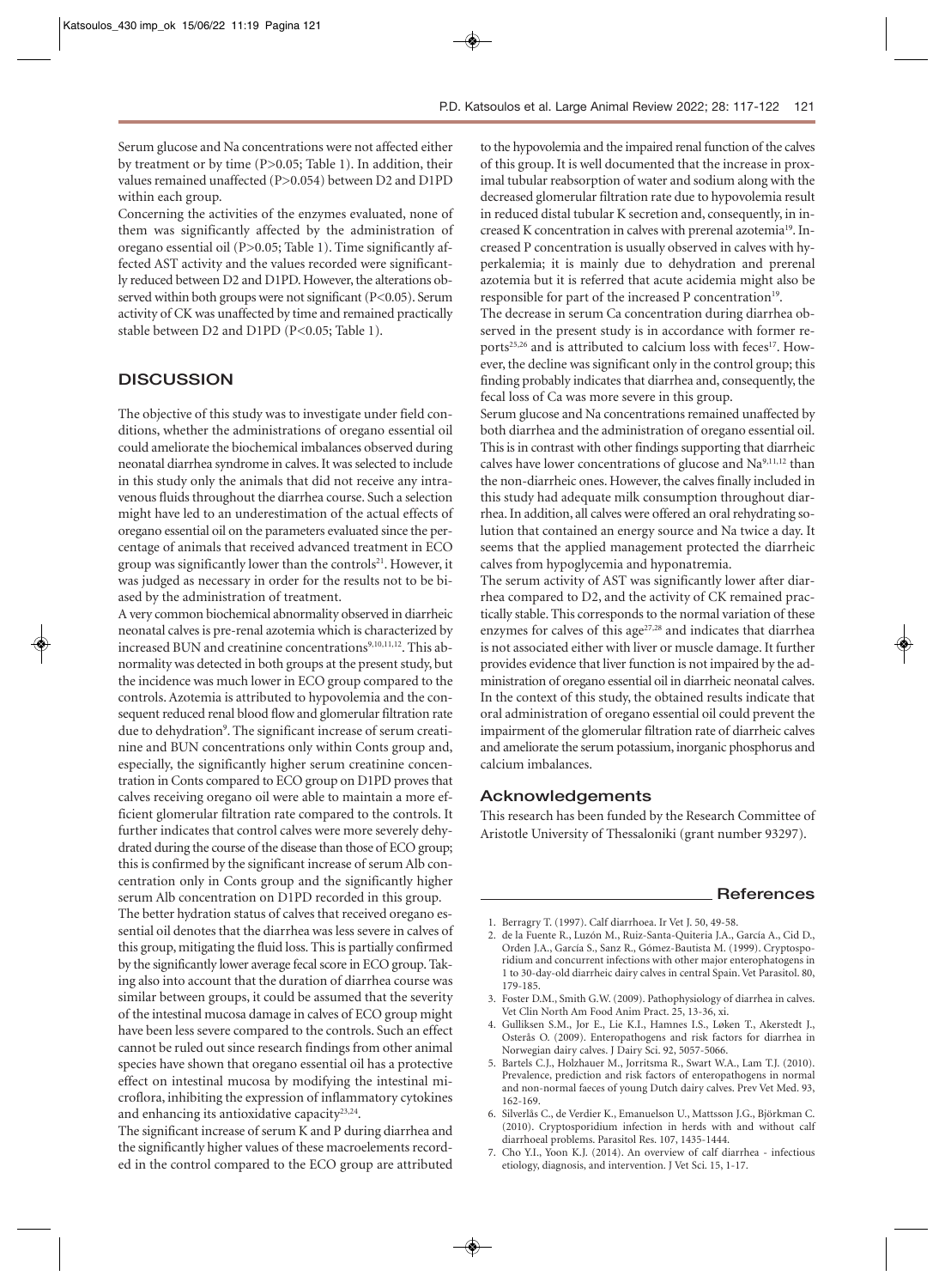Serum glucose and Na concentrations were not affected either by treatment or by time (P>0.05; Table 1). In addition, their values remained unaffected (P>0.054) between D2 and D1PD within each group.

Concerning the activities of the enzymes evaluated, none of them was significantly affected by the administration of oregano essential oil (P>0.05; Table 1). Time significantly affected AST activity and the values recorded were significantly reduced between D2 and D1PD. However, the alterations observed within both groups were not significant (P<0.05). Serum activity of CK was unaffected by time and remained practically stable between D2 and D1PD (P<0.05; Table 1).

## DISCUSSION

The objective of this study was to investigate under field conditions, whether the administrations of oregano essential oil could ameliorate the biochemical imbalances observed during neonatal diarrhea syndrome in calves. It was selected to include in this study only the animals that did not receive any intravenous fluids throughout the diarrhea course. Such a selection might have led to an underestimation of the actual effects of oregano essential oil on the parameters evaluated since the percentage of animals that received advanced treatment in ECO group was significantly lower than the controls[21]. However, it was judged as necessary in order for the results not to be biased by the administration of treatment.

A very common biochemical abnormality observed in diarrheic neonatal calves is pre-renal azotemia which is characterized by increased BUN and creatinine concentrations[9,10,11,12]. This abnormality was detected in both groups at the present study, but the incidence was much lower in ECO group compared to the controls. Azotemia is attributed to hypovolemia and the consequent reduced renal blood flow and glomerular filtration rate due to dehydration[9]. The significant increase of serum creatinine and BUN concentrations only within Conts group and, especially, the significantly higher serum creatinine concentration in Conts compared to ECO group on D1PD proves that calves receiving oregano oil were able to maintain a more efficient glomerular filtration rate compared to the controls. It further indicates that control calves were more severely dehydrated during the course of the disease than those of ECO group; this is confirmed by the significant increase of serum Alb concentration only in Conts group and the significantly higher serum Alb concentration on D1PD recorded in this group.

The better hydration status of calves that received oregano essential oil denotes that the diarrhea was less severe in calves of this group, mitigating the fluid loss. This is partially confirmed by the significantly lower average fecal score in ECO group. Taking also into account that the duration of diarrhea course was similar between groups, it could be assumed that the severity of the intestinal mucosa damage in calves of ECO group might have been less severe compared to the controls. Such an effect cannot be ruled out since research findings from other animal species have shown that oregano essential oil has a protective effect on intestinal mucosa by modifying the intestinal microflora, inhibiting the expression of inflammatory cytokines and enhancing its antioxidative capacity[23,24].

The significant increase of serum K and P during diarrhea and the significantly higher values of these macroelements recorded in the control compared to the ECO group are attributed to the hypovolemia and the impaired renal function of the calves of this group. It is well documented that the increase in proximal tubular reabsorption of water and sodium along with the decreased glomerular filtration rate due to hypovolemia result in reduced distal tubular K secretion and, consequently, in increased K concentration in calves with prerenal azotemia[19]. Increased P concentration is usually observed in calves with hyperkalemia; it is mainly due to dehydration and prerenal azotemia but it is referred that acute acidemia might also be responsible for part of the increased P concentration[19].

The decrease in serum Ca concentration during diarrhea observed in the present study is in accordance with former reports[25,26] and is attributed to calcium loss with feces[17]. However, the decline was significant only in the control group; this finding probably indicates that diarrhea and, consequently, the fecal loss of Ca was more severe in this group.

Serum glucose and Na concentrations remained unaffected by both diarrhea and the administration of oregano essential oil. This is in contrast with other findings supporting that diarrheic calves have lower concentrations of glucose and Na[9,11,12] than the non-diarrheic ones. However, the calves finally included in this study had adequate milk consumption throughout diarrhea. In addition, all calves were offered an oral rehydrating solution that contained an energy source and Na twice a day. It seems that the applied management protected the diarrheic calves from hypoglycemia and hyponatremia.

The serum activity of AST was significantly lower after diarrhea compared to D2, and the activity of CK remained practically stable. This corresponds to the normal variation of these enzymes for calves of this age[27,28] and indicates that diarrhea is not associated either with liver or muscle damage. It further provides evidence that liver function is not impaired by the administration of oregano essential oil in diarrheic neonatal calves. In the context of this study, the obtained results indicate that oral administration of oregano essential oil could prevent the impairment of the glomerular filtration rate of diarrheic calves and ameliorate the serum potassium, inorganic phosphorus and calcium imbalances.

### Acknowledgements

This research has been funded by the Research Committee of Aristotle University of Thessaloniki (grant number 93297).

## References

1. Berragry T. (1997). Calf diarrhoea. Ir Vet J. 50, 49-58.
2. de la Fuente R., Luzón M., Ruiz-Santa-Quiteria J.A., García A., Cid D., Orden J.A., García S., Sanz R., Gómez-Bautista M. (1999). Cryptosporidium and concurrent infections with other major enterophatogens in 1 to 30-day-old diarrheic dairy calves in central Spain. Vet Parasitol. 80, 179-185.
3. Foster D.M., Smith G.W. (2009). Pathophysiology of diarrhea in calves. Vet Clin North Am Food Anim Pract. 25, 13-36, xi.
4. Gulliksen S.M., Jor E., Lie K.I., Hamnes I.S., Løken T., Akerstedt J., Osterås O. (2009). Enteropathogens and risk factors for diarrhea in Norwegian dairy calves. J Dairy Sci. 92, 5057-5066.
5. Bartels C.J., Holzhauer M., Jorritsma R., Swart W.A., Lam T.J. (2010). Prevalence, prediction and risk factors of enteropathogens in normal and non-normal faeces of young Dutch dairy calves. Prev Vet Med. 93, 162-169.
6. Silverlås C., de Verdier K., Emanuelson U., Mattsson J.G., Björkman C. (2010). Cryptosporidium infection in herds with and without calf diarrhoeal problems. Parasitol Res. 107, 1435-1444.
7. Cho Y.I., Yoon K.J. (2014). An overview of calf diarrhea - infectious etiology, diagnosis, and intervention. J Vet Sci. 15, 1-17.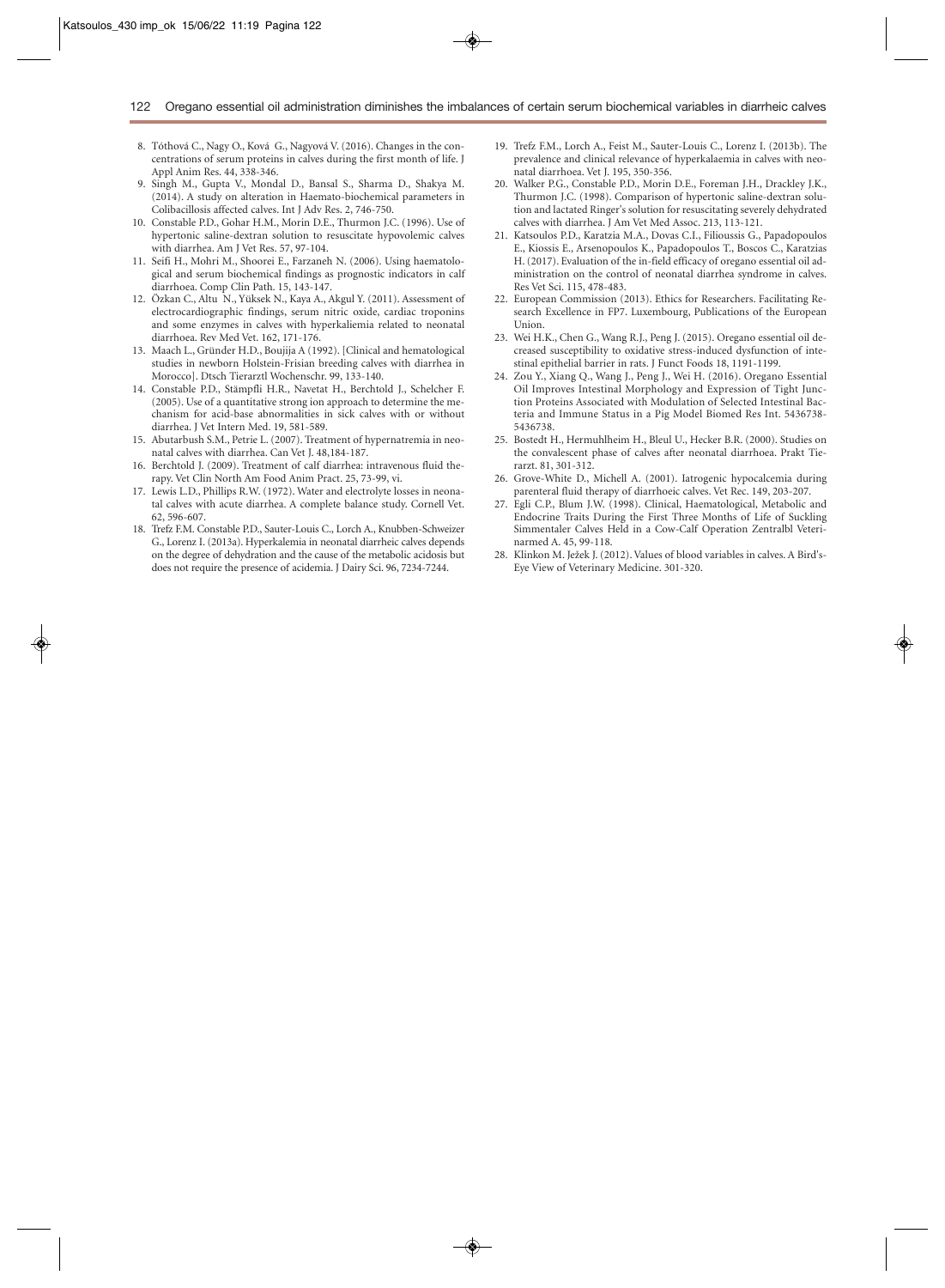8. Tóthová C., Nagy O., Ková G., Nagyová V. (2016). Changes in the concentrations of serum proteins in calves during the first month of life. J Appl Anim Res. 44, 338-346.
9. Singh M., Gupta V., Mondal D., Bansal S., Sharma D., Shakya M. (2014). A study on alteration in Haemato-biochemical parameters in Colibacillosis affected calves. Int J Adv Res. 2, 746-750.
10. Constable P.D., Gohar H.M., Morin D.E., Thurmon J.C. (1996). Use of hypertonic saline-dextran solution to resuscitate hypovolemic calves with diarrhea. Am J Vet Res. 57, 97-104.
11. Seifi H., Mohri M., Shoorei E., Farzaneh N. (2006). Using haematological and serum biochemical findings as prognostic indicators in calf diarrhoea. Comp Clin Path. 15, 143-147.
12. Özkan C., Altu N., Yüksek N., Kaya A., Akgul Y. (2011). Assessment of electrocardiographic findings, serum nitric oxide, cardiac troponins and some enzymes in calves with hyperkaliemia related to neonatal diarrhoea. Rev Med Vet. 162, 171-176.
13. Maach L., Gründer H.D., Boujija A (1992). [Clinical and hematological studies in newborn Holstein-Frisian breeding calves with diarrhea in Morocco]. Dtsch Tierarztl Wochenschr. 99, 133-140.
14. Constable P.D., Stämpfli H.R., Navetat H., Berchtold J., Schelcher F. (2005). Use of a quantitative strong ion approach to determine the mechanism for acid-base abnormalities in sick calves with or without diarrhea. J Vet Intern Med. 19, 581-589.
15. Abutarbush S.M., Petrie L. (2007). Treatment of hypernatremia in neonatal calves with diarrhea. Can Vet J. 48,184-187.
16. Berchtold J. (2009). Treatment of calf diarrhea: intravenous fluid therapy. Vet Clin North Am Food Anim Pract. 25, 73-99, vi.
17. Lewis L.D., Phillips R.W. (1972). Water and electrolyte losses in neonatal calves with acute diarrhea. A complete balance study. Cornell Vet. 62, 596-607.
18. Trefz F.M. Constable P.D., Sauter-Louis C., Lorch A., Knubben-Schweizer G., Lorenz I. (2013a). Hyperkalemia in neonatal diarrheic calves depends on the degree of dehydration and the cause of the metabolic acidosis but does not require the presence of acidemia. J Dairy Sci. 96, 7234-7244.
19. Trefz F.M., Lorch A., Feist M., Sauter-Louis C., Lorenz I. (2013b). The prevalence and clinical relevance of hyperkalaemia in calves with neonatal diarrhoea. Vet J. 195, 350-356.
20. Walker P.G., Constable P.D., Morin D.E., Foreman J.H., Drackley J.K., Thurmon J.C. (1998). Comparison of hypertonic saline-dextran solution and lactated Ringer's solution for resuscitating severely dehydrated calves with diarrhea. J Am Vet Med Assoc. 213, 113-121.
21. Katsoulos P.D., Karatzia M.A., Dovas C.I., Filioussis G., Papadopoulos E., Kiossis E., Arsenopoulos K., Papadopoulos T., Boscos C., Karatzias H. (2017). Evaluation of the in-field efficacy of oregano essential oil administration on the control of neonatal diarrhea syndrome in calves. Res Vet Sci. 115, 478-483.
22. European Commission (2013). Ethics for Researchers. Facilitating Research Excellence in FP7. Luxembourg, Publications of the European Union.
23. Wei H.K., Chen G., Wang R.J., Peng J. (2015). Oregano essential oil decreased susceptibility to oxidative stress-induced dysfunction of intestinal epithelial barrier in rats. J Funct Foods 18, 1191-1199.
24. Zou Y., Xiang Q., Wang J., Peng J., Wei H. (2016). Oregano Essential Oil Improves Intestinal Morphology and Expression of Tight Junction Proteins Associated with Modulation of Selected Intestinal Bacteria and Immune Status in a Pig Model Biomed Res Int. 5436738-5436738.
25. Bostedt H., Hermuhlheim H., Bleul U., Hecker B.R. (2000). Studies on the convalescent phase of calves after neonatal diarrhoea. Prakt Tierarzt. 81, 301-312.
26. Grove-White D., Michell A. (2001). Iatrogenic hypocalcemia during parenteral fluid therapy of diarrhoeic calves. Vet Rec. 149, 203-207.
27. Egli C.P., Blum J.W. (1998). Clinical, Haematological, Metabolic and Endocrine Traits During the First Three Months of Life of Suckling Simmentaler Calves Held in a Cow-Calf Operation Zentralbl Veterinarmed A. 45, 99-118.
28. Klinkon M. Ježek J. (2012). Values of blood variables in calves. A Bird's-Eye View of Veterinary Medicine. 301-320.